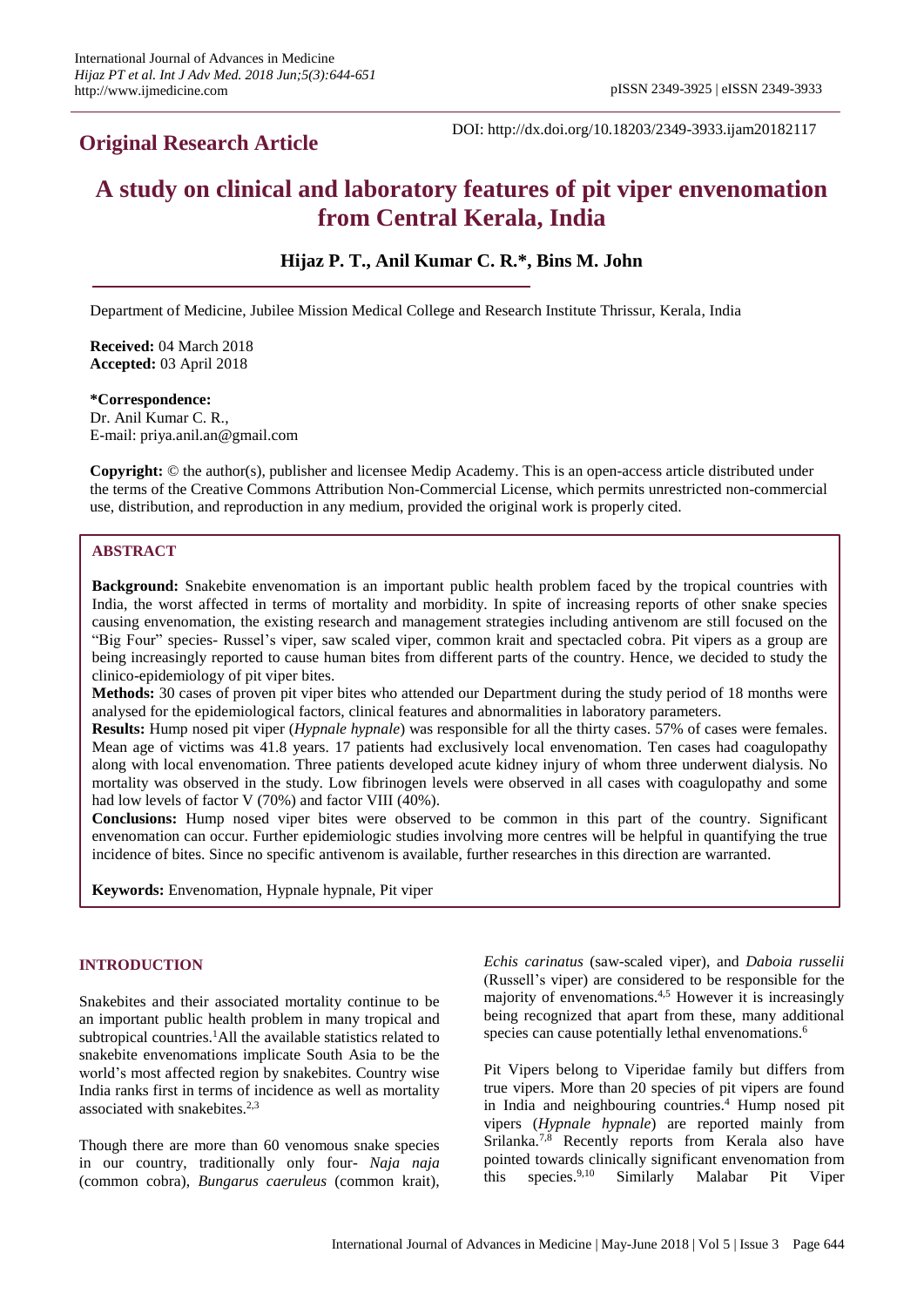## Original Research Article

DOI: http://dx.doi.org/10.18203/2349-3933.ijam20182117

# A study on clinical and laboratory features of pit viper envenomation from Central Kerala, India

**Hijaz P. T., Anil Kumar C. R.\*, Bins M. John**

Department of Medicine, Jubilee Mission Medical College and Research Institute Thrissur, Kerala, India

**Received:** 04 March 2018
**Accepted:** 03 April 2018

**\*Correspondence:**
Dr. Anil Kumar C. R.,
E-mail: priya.anil.an@gmail.com

**Copyright:** © the author(s), publisher and licensee Medip Academy. This is an open-access article distributed under the terms of the Creative Commons Attribution Non-Commercial License, which permits unrestricted non-commercial use, distribution, and reproduction in any medium, provided the original work is properly cited.

## ABSTRACT

**Background:** Snakebite envenomation is an important public health problem faced by the tropical countries with India, the worst affected in terms of mortality and morbidity. In spite of increasing reports of other snake species causing envenomation, the existing research and management strategies including antivenom are still focused on the "Big Four" species- Russel's viper, saw scaled viper, common krait and spectacled cobra. Pit vipers as a group are being increasingly reported to cause human bites from different parts of the country. Hence, we decided to study the clinico-epidemiology of pit viper bites.

**Methods:** 30 cases of proven pit viper bites who attended our Department during the study period of 18 months were analysed for the epidemiological factors, clinical features and abnormalities in laboratory parameters.

**Results:** Hump nosed pit viper (*Hypnale hypnale*) was responsible for all the thirty cases. 57% of cases were females. Mean age of victims was 41.8 years. 17 patients had exclusively local envenomation. Ten cases had coagulopathy along with local envenomation. Three patients developed acute kidney injury of whom three underwent dialysis. No mortality was observed in the study. Low fibrinogen levels were observed in all cases with coagulopathy and some had low levels of factor V (70%) and factor VIII (40%).

**Conclusions:** Hump nosed viper bites were observed to be common in this part of the country. Significant envenomation can occur. Further epidemiologic studies involving more centres will be helpful in quantifying the true incidence of bites. Since no specific antivenom is available, further researches in this direction are warranted.

**Keywords:** Envenomation, Hypnale hypnale, Pit viper

## INTRODUCTION

Snakebites and their associated mortality continue to be an important public health problem in many tropical and subtropical countries.[1] All the available statistics related to snakebite envenomations implicate South Asia to be the world's most affected region by snakebites. Country wise India ranks first in terms of incidence as well as mortality associated with snakebites.[2,3]

Though there are more than 60 venomous snake species in our country, traditionally only four- *Naja naja* (common cobra), *Bungarus caeruleus* (common krait), *Echis carinatus* (saw-scaled viper), and *Daboia russelii* (Russell's viper) are considered to be responsible for the majority of envenomations.[4,5] However it is increasingly being recognized that apart from these, many additional species can cause potentially lethal envenomations.[6]

Pit Vipers belong to Viperidae family but differs from true vipers. More than 20 species of pit vipers are found in India and neighbouring countries.[4] Hump nosed pit vipers (*Hypnale hypnale*) are reported mainly from Srilanka.[7,8] Recently reports from Kerala also have pointed towards clinically significant envenomation from this species.[9,10] Similarly Malabar Pit Viper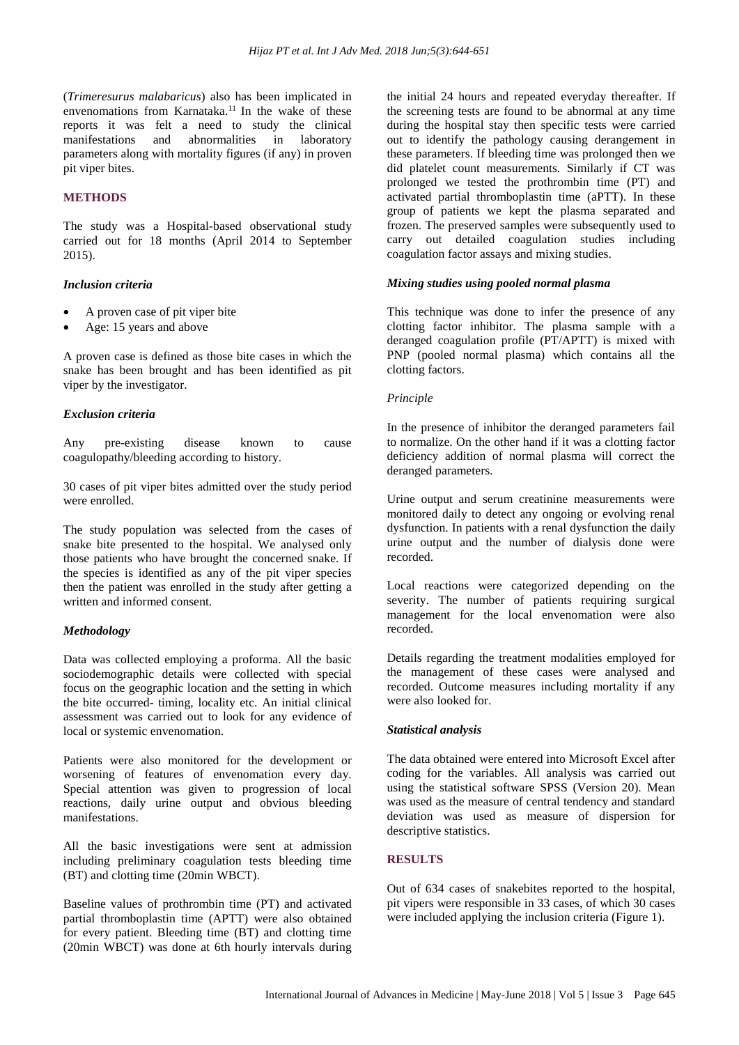(*Trimeresurus malabaricus*) also has been implicated in envenomations from Karnataka.[11] In the wake of these reports it was felt a need to study the clinical manifestations and abnormalities in laboratory parameters along with mortality figures (if any) in proven pit viper bites.

## METHODS

The study was a Hospital-based observational study carried out for 18 months (April 2014 to September 2015).

### *Inclusion criteria*

- A proven case of pit viper bite
- Age: 15 years and above

A proven case is defined as those bite cases in which the snake has been brought and has been identified as pit viper by the investigator.

### *Exclusion criteria*

Any pre-existing disease known to cause coagulopathy/bleeding according to history.

30 cases of pit viper bites admitted over the study period were enrolled.

The study population was selected from the cases of snake bite presented to the hospital. We analysed only those patients who have brought the concerned snake. If the species is identified as any of the pit viper species then the patient was enrolled in the study after getting a written and informed consent.

### *Methodology*

Data was collected employing a proforma. All the basic sociodemographic details were collected with special focus on the geographic location and the setting in which the bite occurred- timing, locality etc. An initial clinical assessment was carried out to look for any evidence of local or systemic envenomation.

Patients were also monitored for the development or worsening of features of envenomation every day. Special attention was given to progression of local reactions, daily urine output and obvious bleeding manifestations.

All the basic investigations were sent at admission including preliminary coagulation tests bleeding time (BT) and clotting time (20min WBCT).

Baseline values of prothrombin time (PT) and activated partial thromboplastin time (APTT) were also obtained for every patient. Bleeding time (BT) and clotting time (20min WBCT) was done at 6th hourly intervals during the initial 24 hours and repeated everyday thereafter. If the screening tests are found to be abnormal at any time during the hospital stay then specific tests were carried out to identify the pathology causing derangement in these parameters. If bleeding time was prolonged then we did platelet count measurements. Similarly if CT was prolonged we tested the prothrombin time (PT) and activated partial thromboplastin time (aPTT). In these group of patients we kept the plasma separated and frozen. The preserved samples were subsequently used to carry out detailed coagulation studies including coagulation factor assays and mixing studies.

### *Mixing studies using pooled normal plasma*

This technique was done to infer the presence of any clotting factor inhibitor. The plasma sample with a deranged coagulation profile (PT/APTT) is mixed with PNP (pooled normal plasma) which contains all the clotting factors.

*Principle*

In the presence of inhibitor the deranged parameters fail to normalize. On the other hand if it was a clotting factor deficiency addition of normal plasma will correct the deranged parameters.

Urine output and serum creatinine measurements were monitored daily to detect any ongoing or evolving renal dysfunction. In patients with a renal dysfunction the daily urine output and the number of dialysis done were recorded.

Local reactions were categorized depending on the severity. The number of patients requiring surgical management for the local envenomation were also recorded.

Details regarding the treatment modalities employed for the management of these cases were analysed and recorded. Outcome measures including mortality if any were also looked for.

### *Statistical analysis*

The data obtained were entered into Microsoft Excel after coding for the variables. All analysis was carried out using the statistical software SPSS (Version 20). Mean was used as the measure of central tendency and standard deviation was used as measure of dispersion for descriptive statistics.

## RESULTS

Out of 634 cases of snakebites reported to the hospital, pit vipers were responsible in 33 cases, of which 30 cases were included applying the inclusion criteria (Figure 1).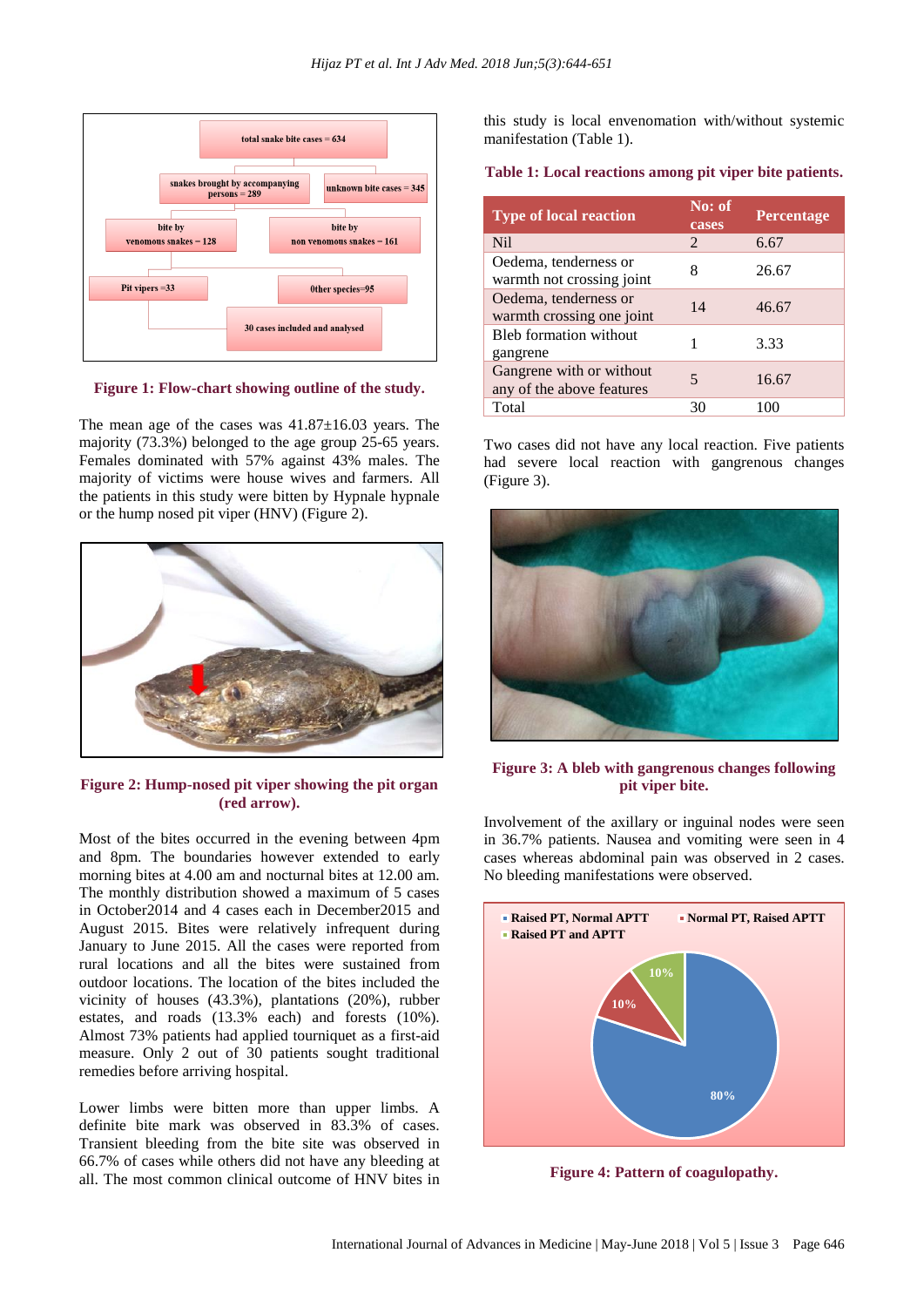Figure 1: Flow-chart showing outline of the study.

The mean age of the cases was 41.87±16.03 years. The majority (73.3%) belonged to the age group 25-65 years. Females dominated with 57% against 43% males. The majority of victims were house wives and farmers. All the patients in this study were bitten by Hypnale hypnale or the hump nosed pit viper (HNV) (Figure 2).

Figure 2: Hump-nosed pit viper showing the pit organ (red arrow).

Most of the bites occurred in the evening between 4pm and 8pm. The boundaries however extended to early morning bites at 4.00 am and nocturnal bites at 12.00 am. The monthly distribution showed a maximum of 5 cases in October2014 and 4 cases each in December2015 and August 2015. Bites were relatively infrequent during January to June 2015. All the cases were reported from rural locations and all the bites were sustained from outdoor locations. The location of the bites included the vicinity of houses (43.3%), plantations (20%), rubber estates, and roads (13.3% each) and forests (10%). Almost 73% patients had applied tourniquet as a first-aid measure. Only 2 out of 30 patients sought traditional remedies before arriving hospital.

Lower limbs were bitten more than upper limbs. A definite bite mark was observed in 83.3% of cases. Transient bleeding from the bite site was observed in 66.7% of cases while others did not have any bleeding at all. The most common clinical outcome of HNV bites in this study is local envenomation with/without systemic manifestation (Table 1).

**Table 1: Local reactions among pit viper bite patients.**

| Type of local reaction | No: of cases | Percentage |
|---|---|---|
| Nil | 2 | 6.67 |
| Oedema, tenderness or warmth not crossing joint | 8 | 26.67 |
| Oedema, tenderness or warmth crossing one joint | 14 | 46.67 |
| Bleb formation without gangrene | 1 | 3.33 |
| Gangrene with or without any of the above features | 5 | 16.67 |
| Total | 30 | 100 |

Two cases did not have any local reaction. Five patients had severe local reaction with gangrenous changes (Figure 3).

Figure 3: A bleb with gangrenous changes following pit viper bite.

Involvement of the axillary or inguinal nodes were seen in 36.7% patients. Nausea and vomiting were seen in 4 cases whereas abdominal pain was observed in 2 cases. No bleeding manifestations were observed.

Figure 4: Pattern of coagulopathy.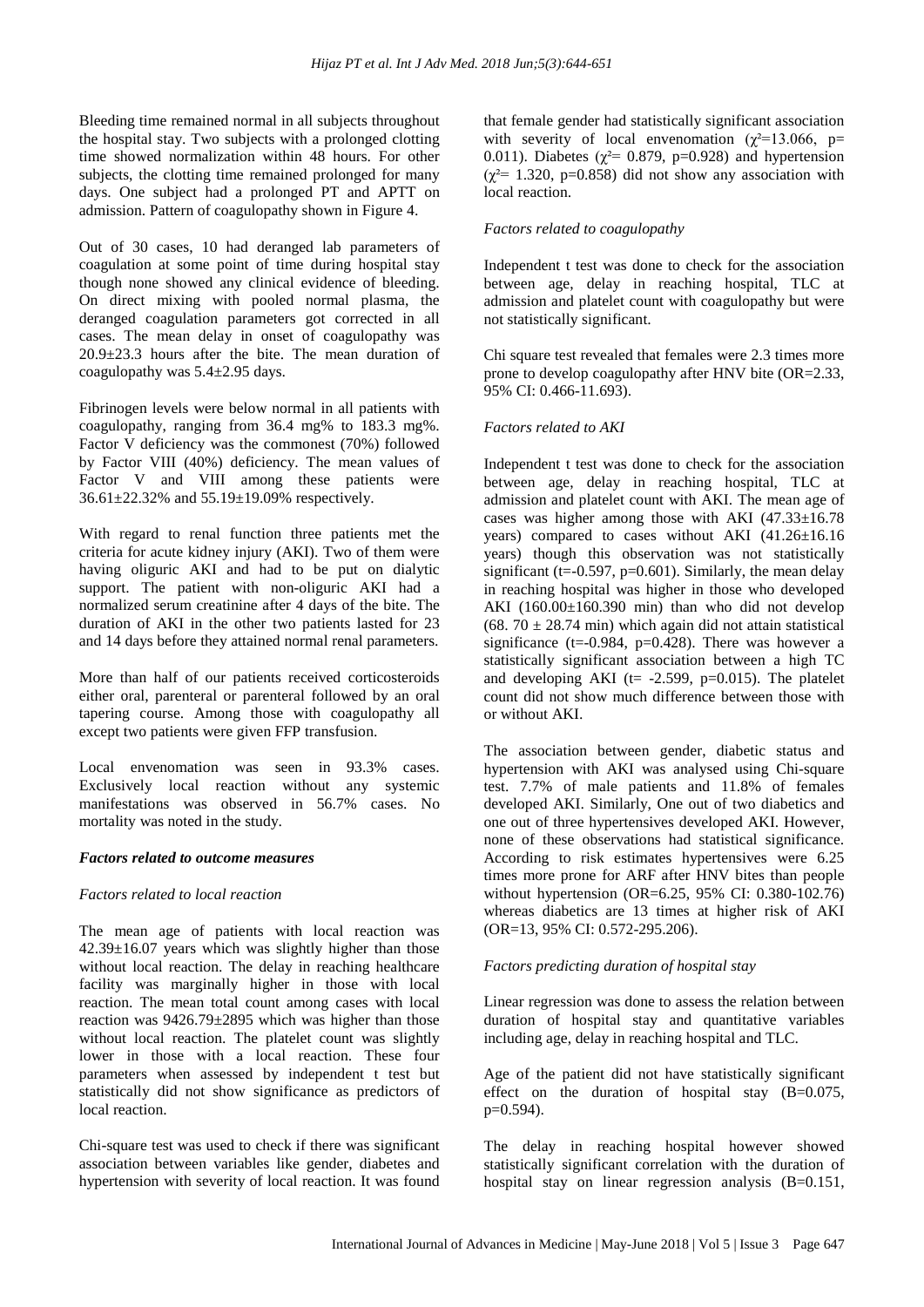Bleeding time remained normal in all subjects throughout the hospital stay. Two subjects with a prolonged clotting time showed normalization within 48 hours. For other subjects, the clotting time remained prolonged for many days. One subject had a prolonged PT and APTT on admission. Pattern of coagulopathy shown in Figure 4.

Out of 30 cases, 10 had deranged lab parameters of coagulation at some point of time during hospital stay though none showed any clinical evidence of bleeding. On direct mixing with pooled normal plasma, the deranged coagulation parameters got corrected in all cases. The mean delay in onset of coagulopathy was 20.9±23.3 hours after the bite. The mean duration of coagulopathy was 5.4±2.95 days.

Fibrinogen levels were below normal in all patients with coagulopathy, ranging from 36.4 mg% to 183.3 mg%. Factor V deficiency was the commonest (70%) followed by Factor VIII (40%) deficiency. The mean values of Factor V and VIII among these patients were 36.61±22.32% and 55.19±19.09% respectively.

With regard to renal function three patients met the criteria for acute kidney injury (AKI). Two of them were having oliguric AKI and had to be put on dialytic support. The patient with non-oliguric AKI had a normalized serum creatinine after 4 days of the bite. The duration of AKI in the other two patients lasted for 23 and 14 days before they attained normal renal parameters.

More than half of our patients received corticosteroids either oral, parenteral or parenteral followed by an oral tapering course. Among those with coagulopathy all except two patients were given FFP transfusion.

Local envenomation was seen in 93.3% cases. Exclusively local reaction without any systemic manifestations was observed in 56.7% cases. No mortality was noted in the study.

### *Factors related to outcome measures*

#### *Factors related to local reaction*

The mean age of patients with local reaction was 42.39±16.07 years which was slightly higher than those without local reaction. The delay in reaching healthcare facility was marginally higher in those with local reaction. The mean total count among cases with local reaction was 9426.79±2895 which was higher than those without local reaction. The platelet count was slightly lower in those with a local reaction. These four parameters when assessed by independent t test but statistically did not show significance as predictors of local reaction.

Chi-square test was used to check if there was significant association between variables like gender, diabetes and hypertension with severity of local reaction. It was found that female gender had statistically significant association with severity of local envenomation ($\chi^2$=13.066, p= 0.011). Diabetes ($\chi^2$= 0.879, p=0.928) and hypertension ($\chi^2$= 1.320, p=0.858) did not show any association with local reaction.

#### *Factors related to coagulopathy*

Independent t test was done to check for the association between age, delay in reaching hospital, TLC at admission and platelet count with coagulopathy but were not statistically significant.

Chi square test revealed that females were 2.3 times more prone to develop coagulopathy after HNV bite (OR=2.33, 95% CI: 0.466-11.693).

#### *Factors related to AKI*

Independent t test was done to check for the association between age, delay in reaching hospital, TLC at admission and platelet count with AKI. The mean age of cases was higher among those with AKI (47.33±16.78 years) compared to cases without AKI (41.26±16.16 years) though this observation was not statistically significant (t=-0.597, p=0.601). Similarly, the mean delay in reaching hospital was higher in those who developed AKI (160.00±160.390 min) than who did not develop (68. 70 ± 28.74 min) which again did not attain statistical significance (t=-0.984, p=0.428). There was however a statistically significant association between a high TC and developing AKI (t= -2.599, p=0.015). The platelet count did not show much difference between those with or without AKI.

The association between gender, diabetic status and hypertension with AKI was analysed using Chi-square test. 7.7% of male patients and 11.8% of females developed AKI. Similarly, One out of two diabetics and one out of three hypertensives developed AKI. However, none of these observations had statistical significance. According to risk estimates hypertensives were 6.25 times more prone for ARF after HNV bites than people without hypertension (OR=6.25, 95% CI: 0.380-102.76) whereas diabetics are 13 times at higher risk of AKI (OR=13, 95% CI: 0.572-295.206).

#### *Factors predicting duration of hospital stay*

Linear regression was done to assess the relation between duration of hospital stay and quantitative variables including age, delay in reaching hospital and TLC.

Age of the patient did not have statistically significant effect on the duration of hospital stay (B=0.075, p=0.594).

The delay in reaching hospital however showed statistically significant correlation with the duration of hospital stay on linear regression analysis (B=0.151,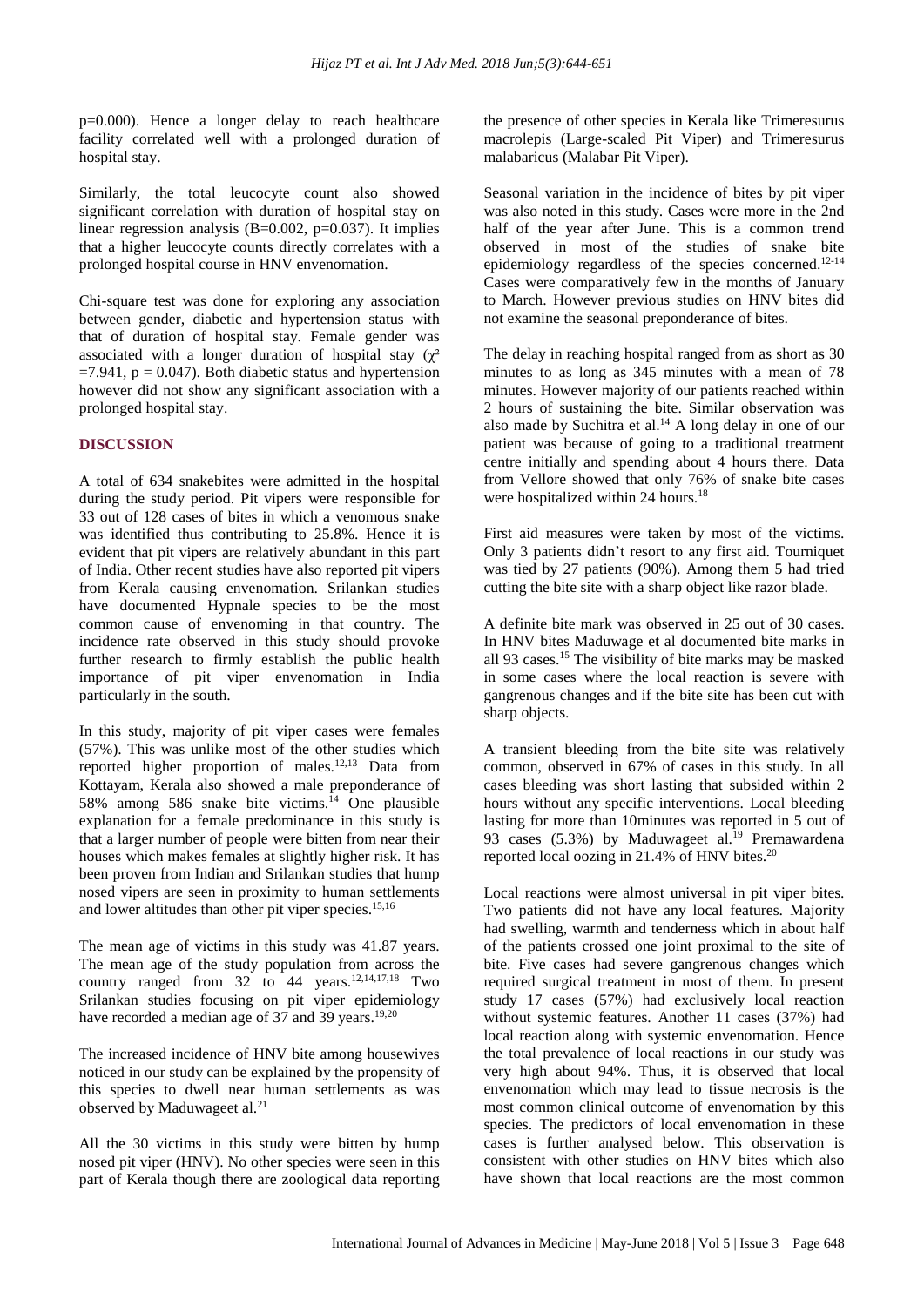p=0.000). Hence a longer delay to reach healthcare facility correlated well with a prolonged duration of hospital stay.

Similarly, the total leucocyte count also showed significant correlation with duration of hospital stay on linear regression analysis (B=0.002, p=0.037). It implies that a higher leucocyte counts directly correlates with a prolonged hospital course in HNV envenomation.

Chi-square test was done for exploring any association between gender, diabetic and hypertension status with that of duration of hospital stay. Female gender was associated with a longer duration of hospital stay ($\chi^2$ =7.941, p = 0.047). Both diabetic status and hypertension however did not show any significant association with a prolonged hospital stay.

## DISCUSSION

A total of 634 snakebites were admitted in the hospital during the study period. Pit vipers were responsible for 33 out of 128 cases of bites in which a venomous snake was identified thus contributing to 25.8%. Hence it is evident that pit vipers are relatively abundant in this part of India. Other recent studies have also reported pit vipers from Kerala causing envenomation. Srilankan studies have documented Hypnale species to be the most common cause of envenoming in that country. The incidence rate observed in this study should provoke further research to firmly establish the public health importance of pit viper envenomation in India particularly in the south.

In this study, majority of pit viper cases were females (57%). This was unlike most of the other studies which reported higher proportion of males.[12,13] Data from Kottayam, Kerala also showed a male preponderance of 58% among 586 snake bite victims.[14] One plausible explanation for a female predominance in this study is that a larger number of people were bitten from near their houses which makes females at slightly higher risk. It has been proven from Indian and Srilankan studies that hump nosed vipers are seen in proximity to human settlements and lower altitudes than other pit viper species.[15,16]

The mean age of victims in this study was 41.87 years. The mean age of the study population from across the country ranged from 32 to 44 years.[12,14,17,18] Two Srilankan studies focusing on pit viper epidemiology have recorded a median age of 37 and 39 years.[19,20]

The increased incidence of HNV bite among housewives noticed in our study can be explained by the propensity of this species to dwell near human settlements as was observed by Maduwageet al.[21]

All the 30 victims in this study were bitten by hump nosed pit viper (HNV). No other species were seen in this part of Kerala though there are zoological data reporting the presence of other species in Kerala like Trimeresurus macrolepis (Large-scaled Pit Viper) and Trimeresurus malabaricus (Malabar Pit Viper).

Seasonal variation in the incidence of bites by pit viper was also noted in this study. Cases were more in the 2nd half of the year after June. This is a common trend observed in most of the studies of snake bite epidemiology regardless of the species concerned.[12-14] Cases were comparatively few in the months of January to March. However previous studies on HNV bites did not examine the seasonal preponderance of bites.

The delay in reaching hospital ranged from as short as 30 minutes to as long as 345 minutes with a mean of 78 minutes. However majority of our patients reached within 2 hours of sustaining the bite. Similar observation was also made by Suchitra et al.[14] A long delay in one of our patient was because of going to a traditional treatment centre initially and spending about 4 hours there. Data from Vellore showed that only 76% of snake bite cases were hospitalized within 24 hours.[18]

First aid measures were taken by most of the victims. Only 3 patients didn't resort to any first aid. Tourniquet was tied by 27 patients (90%). Among them 5 had tried cutting the bite site with a sharp object like razor blade.

A definite bite mark was observed in 25 out of 30 cases. In HNV bites Maduwage et al documented bite marks in all 93 cases.[15] The visibility of bite marks may be masked in some cases where the local reaction is severe with gangrenous changes and if the bite site has been cut with sharp objects.

A transient bleeding from the bite site was relatively common, observed in 67% of cases in this study. In all cases bleeding was short lasting that subsided within 2 hours without any specific interventions. Local bleeding lasting for more than 10minutes was reported in 5 out of 93 cases (5.3%) by Maduwageet al.[19] Premawardena reported local oozing in 21.4% of HNV bites.[20]

Local reactions were almost universal in pit viper bites. Two patients did not have any local features. Majority had swelling, warmth and tenderness which in about half of the patients crossed one joint proximal to the site of bite. Five cases had severe gangrenous changes which required surgical treatment in most of them. In present study 17 cases (57%) had exclusively local reaction without systemic features. Another 11 cases (37%) had local reaction along with systemic envenomation. Hence the total prevalence of local reactions in our study was very high about 94%. Thus, it is observed that local envenomation which may lead to tissue necrosis is the most common clinical outcome of envenomation by this species. The predictors of local envenomation in these cases is further analysed below. This observation is consistent with other studies on HNV bites which also have shown that local reactions are the most common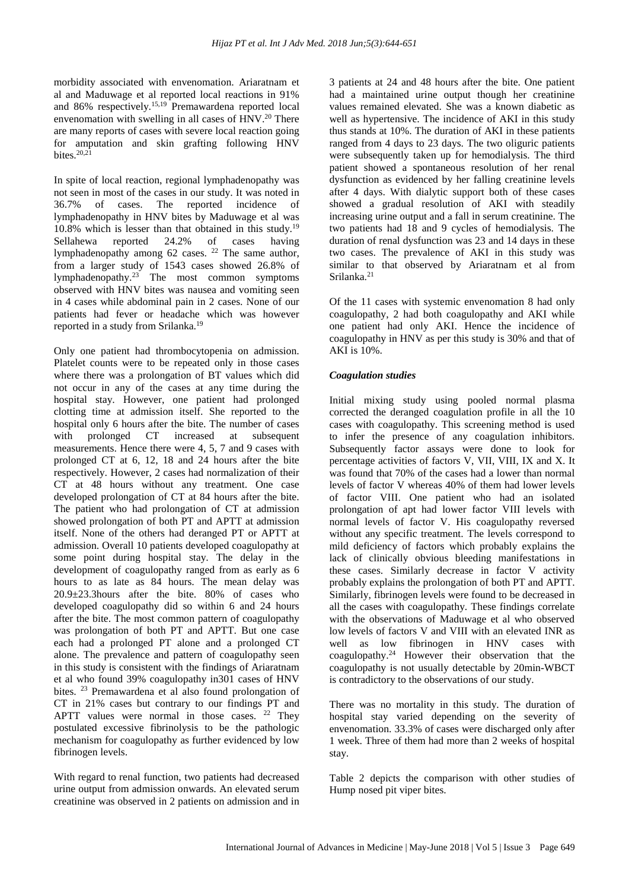morbidity associated with envenomation. Ariaratnam et al and Maduwage et al reported local reactions in 91% and 86% respectively.[15,19] Premawardena reported local envenomation with swelling in all cases of HNV.[20] There are many reports of cases with severe local reaction going for amputation and skin grafting following HNV bites.[20,21]

In spite of local reaction, regional lymphadenopathy was not seen in most of the cases in our study. It was noted in 36.7% of cases. The reported incidence of lymphadenopathy in HNV bites by Maduwage et al was 10.8% which is lesser than that obtained in this study.[19] Sellahewa reported 24.2% of cases having lymphadenopathy among 62 cases.[22] The same author, from a larger study of 1543 cases showed 26.8% of lymphadenopathy.[23] The most common symptoms observed with HNV bites was nausea and vomiting seen in 4 cases while abdominal pain in 2 cases. None of our patients had fever or headache which was however reported in a study from Srilanka.[19]

Only one patient had thrombocytopenia on admission. Platelet counts were to be repeated only in those cases where there was a prolongation of BT values which did not occur in any of the cases at any time during the hospital stay. However, one patient had prolonged clotting time at admission itself. She reported to the hospital only 6 hours after the bite. The number of cases with prolonged CT increased at subsequent measurements. Hence there were 4, 5, 7 and 9 cases with prolonged CT at 6, 12, 18 and 24 hours after the bite respectively. However, 2 cases had normalization of their CT at 48 hours without any treatment. One case developed prolongation of CT at 84 hours after the bite. The patient who had prolongation of CT at admission showed prolongation of both PT and APTT at admission itself. None of the others had deranged PT or APTT at admission. Overall 10 patients developed coagulopathy at some point during hospital stay. The delay in the development of coagulopathy ranged from as early as 6 hours to as late as 84 hours. The mean delay was 20.9±23.3hours after the bite. 80% of cases who developed coagulopathy did so within 6 and 24 hours after the bite. The most common pattern of coagulopathy was prolongation of both PT and APTT. But one case each had a prolonged PT alone and a prolonged CT alone. The prevalence and pattern of coagulopathy seen in this study is consistent with the findings of Ariaratnam et al who found 39% coagulopathy in301 cases of HNV bites.[23] Premawardena et al also found prolongation of CT in 21% cases but contrary to our findings PT and APTT values were normal in those cases.[22] They postulated excessive fibrinolysis to be the pathologic mechanism for coagulopathy as further evidenced by low fibrinogen levels.

With regard to renal function, two patients had decreased urine output from admission onwards. An elevated serum creatinine was observed in 2 patients on admission and in 3 patients at 24 and 48 hours after the bite. One patient had a maintained urine output though her creatinine values remained elevated. She was a known diabetic as well as hypertensive. The incidence of AKI in this study thus stands at 10%. The duration of AKI in these patients ranged from 4 days to 23 days. The two oliguric patients were subsequently taken up for hemodialysis. The third patient showed a spontaneous resolution of her renal dysfunction as evidenced by her falling creatinine levels after 4 days. With dialytic support both of these cases showed a gradual resolution of AKI with steadily increasing urine output and a fall in serum creatinine. The two patients had 18 and 9 cycles of hemodialysis. The duration of renal dysfunction was 23 and 14 days in these two cases. The prevalence of AKI in this study was similar to that observed by Ariaratnam et al from Srilanka.[21]

Of the 11 cases with systemic envenomation 8 had only coagulopathy, 2 had both coagulopathy and AKI while one patient had only AKI. Hence the incidence of coagulopathy in HNV as per this study is 30% and that of AKI is 10%.

### *Coagulation studies*

Initial mixing study using pooled normal plasma corrected the deranged coagulation profile in all the 10 cases with coagulopathy. This screening method is used to infer the presence of any coagulation inhibitors. Subsequently factor assays were done to look for percentage activities of factors V, VII, VIII, IX and X. It was found that 70% of the cases had a lower than normal levels of factor V whereas 40% of them had lower levels of factor VIII. One patient who had an isolated prolongation of apt had lower factor VIII levels with normal levels of factor V. His coagulopathy reversed without any specific treatment. The levels correspond to mild deficiency of factors which probably explains the lack of clinically obvious bleeding manifestations in these cases. Similarly decrease in factor V activity probably explains the prolongation of both PT and APTT. Similarly, fibrinogen levels were found to be decreased in all the cases with coagulopathy. These findings correlate with the observations of Maduwage et al who observed low levels of factors V and VIII with an elevated INR as well as low fibrinogen in HNV cases with coagulopathy.[24] However their observation that the coagulopathy is not usually detectable by 20min-WBCT is contradictory to the observations of our study.

There was no mortality in this study. The duration of hospital stay varied depending on the severity of envenomation. 33.3% of cases were discharged only after 1 week. Three of them had more than 2 weeks of hospital stay.

Table 2 depicts the comparison with other studies of Hump nosed pit viper bites.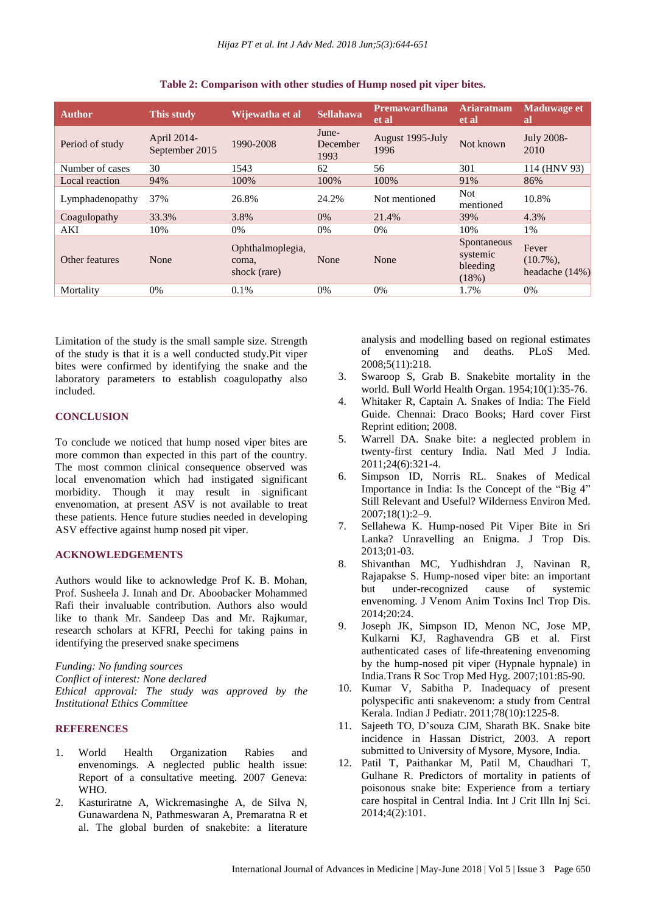**Table 2: Comparison with other studies of Hump nosed pit viper bites.**

| Author | This study | Wijewatha et al | Sellahawa | Premawardhana et al | Ariaratnam et al | Maduwage et al |
|---|---|---|---|---|---|---|
| Period of study | April 2014-September 2015 | 1990-2008 | June-December 1993 | August 1995-July 1996 | Not known | July 2008-2010 |
| Number of cases | 30 | 1543 | 62 | 56 | 301 | 114 (HNV 93) |
| Local reaction | 94% | 100% | 100% | 100% | 91% | 86% |
| Lymphadenopathy | 37% | 26.8% | 24.2% | Not mentioned | Not mentioned | 10.8% |
| Coagulopathy | 33.3% | 3.8% | 0% | 21.4% | 39% | 4.3% |
| AKI | 10% | 0% | 0% | 0% | 10% | 1% |
| Other features | None | Ophthalmoplegia, coma, shock (rare) | None | None | Spontaneous systemic bleeding (18%) | Fever (10.7%), headache (14%) |
| Mortality | 0% | 0.1% | 0% | 0% | 1.7% | 0% |

Limitation of the study is the small sample size. Strength of the study is that it is a well conducted study.Pit viper bites were confirmed by identifying the snake and the laboratory parameters to establish coagulopathy also included.

## CONCLUSION

To conclude we noticed that hump nosed viper bites are more common than expected in this part of the country. The most common clinical consequence observed was local envenomation which had instigated significant morbidity. Though it may result in significant envenomation, at present ASV is not available to treat these patients. Hence future studies needed in developing ASV effective against hump nosed pit viper.

## ACKNOWLEDGEMENTS

Authors would like to acknowledge Prof K. B. Mohan, Prof. Susheela J. Innah and Dr. Aboobacker Mohammed Rafi their invaluable contribution. Authors also would like to thank Mr. Sandeep Das and Mr. Rajkumar, research scholars at KFRI, Peechi for taking pains in identifying the preserved snake specimens

*Funding: No funding sources*
*Conflict of interest: None declared*
*Ethical approval: The study was approved by the Institutional Ethics Committee*

## REFERENCES

1. World Health Organization Rabies and envenomings. A neglected public health issue: Report of a consultative meeting. 2007 Geneva: WHO.
2. Kasturiratne A, Wickremasinghe A, de Silva N, Gunawardena N, Pathmeswaran A, Premaratna R et al. The global burden of snakebite: a literature analysis and modelling based on regional estimates of envenoming and deaths. PLoS Med. 2008;5(11):218.
3. Swaroop S, Grab B. Snakebite mortality in the world. Bull World Health Organ. 1954;10(1):35-76.
4. Whitaker R, Captain A. Snakes of India: The Field Guide. Chennai: Draco Books; Hard cover First Reprint edition; 2008.
5. Warrell DA. Snake bite: a neglected problem in twenty-first century India. Natl Med J India. 2011;24(6):321-4.
6. Simpson ID, Norris RL. Snakes of Medical Importance in India: Is the Concept of the "Big 4" Still Relevant and Useful? Wilderness Environ Med. 2007;18(1):2–9.
7. Sellahewa K. Hump-nosed Pit Viper Bite in Sri Lanka? Unravelling an Enigma. J Trop Dis. 2013;01-03.
8. Shivanthan MC, Yudhishdran J, Navinan R, Rajapakse S. Hump-nosed viper bite: an important but under-recognized cause of systemic envenoming. J Venom Anim Toxins Incl Trop Dis. 2014;20:24.
9. Joseph JK, Simpson ID, Menon NC, Jose MP, Kulkarni KJ, Raghavendra GB et al. First authenticated cases of life-threatening envenoming by the hump-nosed pit viper (Hypnale hypnale) in India.Trans R Soc Trop Med Hyg. 2007;101:85-90.
10. Kumar V, Sabitha P. Inadequacy of present polyspecific anti snakevenom: a study from Central Kerala. Indian J Pediatr. 2011;78(10):1225-8.
11. Sajeeth TO, D'souza CJM, Sharath BK. Snake bite incidence in Hassan District, 2003. A report submitted to University of Mysore, Mysore, India.
12. Patil T, Paithankar M, Patil M, Chaudhari T, Gulhane R. Predictors of mortality in patients of poisonous snake bite: Experience from a tertiary care hospital in Central India. Int J Crit Illn Inj Sci. 2014;4(2):101.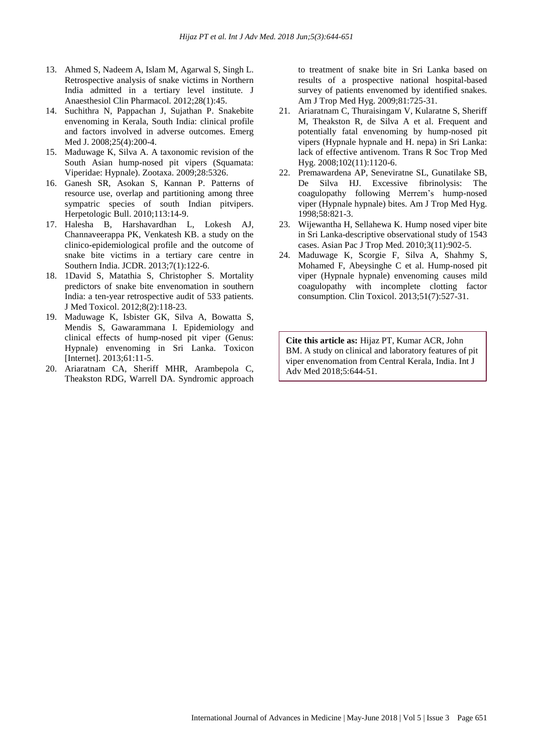13. Ahmed S, Nadeem A, Islam M, Agarwal S, Singh L. Retrospective analysis of snake victims in Northern India admitted in a tertiary level institute. J Anaesthesiol Clin Pharmacol. 2012;28(1):45.
14. Suchithra N, Pappachan J, Sujathan P. Snakebite envenoming in Kerala, South India: clinical profile and factors involved in adverse outcomes. Emerg Med J. 2008;25(4):200-4.
15. Maduwage K, Silva A. A taxonomic revision of the South Asian hump-nosed pit vipers (Squamata: Viperidae: Hypnale). Zootaxa. 2009;28:5326.
16. Ganesh SR, Asokan S, Kannan P. Patterns of resource use, overlap and partitioning among three sympatric species of south Indian pitvipers. Herpetologic Bull. 2010;113:14-9.
17. Halesha B, Harshavardhan L, Lokesh AJ, Channaveerappa PK, Venkatesh KB. a study on the clinico-epidemiological profile and the outcome of snake bite victims in a tertiary care centre in Southern India. JCDR. 2013;7(1):122-6.
18. 1David S, Matathia S, Christopher S. Mortality predictors of snake bite envenomation in southern India: a ten-year retrospective audit of 533 patients. J Med Toxicol. 2012;8(2):118-23.
19. Maduwage K, Isbister GK, Silva A, Bowatta S, Mendis S, Gawarammana I. Epidemiology and clinical effects of hump-nosed pit viper (Genus: Hypnale) envenoming in Sri Lanka. Toxicon [Internet]. 2013;61:11-5.
20. Ariaratnam CA, Sheriff MHR, Arambepola C, Theakston RDG, Warrell DA. Syndromic approach to treatment of snake bite in Sri Lanka based on results of a prospective national hospital-based survey of patients envenomed by identified snakes. Am J Trop Med Hyg. 2009;81:725-31.
21. Ariaratnam C, Thuraisingam V, Kularatne S, Sheriff M, Theakston R, de Silva A et al. Frequent and potentially fatal envenoming by hump-nosed pit vipers (Hypnale hypnale and H. nepa) in Sri Lanka: lack of effective antivenom. Trans R Soc Trop Med Hyg. 2008;102(11):1120-6.
22. Premawardena AP, Seneviratne SL, Gunatilake SB, De Silva HJ. Excessive fibrinolysis: The coagulopathy following Merrem's hump-nosed viper (Hypnale hypnale) bites. Am J Trop Med Hyg. 1998;58:821-3.
23. Wijewantha H, Sellahewa K. Hump nosed viper bite in Sri Lanka-descriptive observational study of 1543 cases. Asian Pac J Trop Med. 2010;3(11):902-5.
24. Maduwage K, Scorgie F, Silva A, Shahmy S, Mohamed F, Abeysinghe C et al. Hump-nosed pit viper (Hypnale hypnale) envenoming causes mild coagulopathy with incomplete clotting factor consumption. Clin Toxicol. 2013;51(7):527-31.

**Cite this article as:** Hijaz PT, Kumar ACR, John BM. A study on clinical and laboratory features of pit viper envenomation from Central Kerala, India. Int J Adv Med 2018;5:644-51.